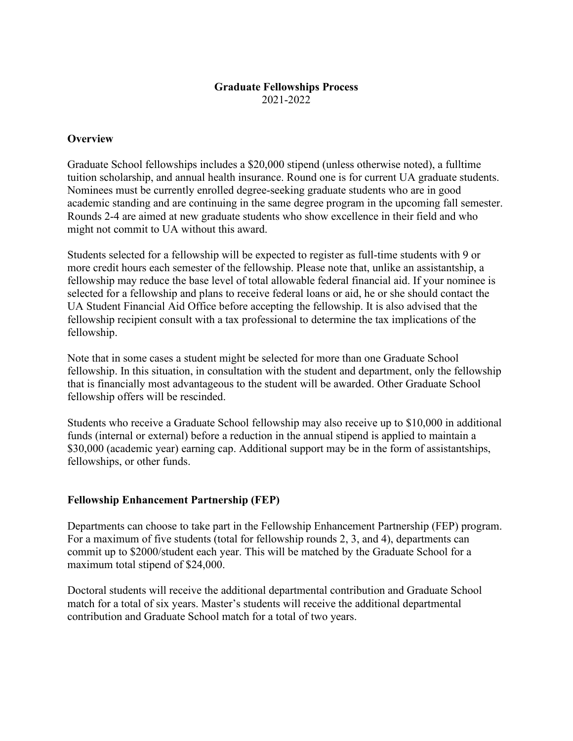# Graduate Fellowships Process

2021-2022

## Overview

Graduate School fellowships includes a $20,000 stipend (unless otherwise noted), a fulltime tuition scholarship, and annual health insurance. Round one is for current UA graduate students. Nominees must be currently enrolled degree-seeking graduate students who are in good academic standing and are continuing in the same degree program in the upcoming fall semester. Rounds 2-4 are aimed at new graduate students who show excellence in their field and who might not commit to UA without this award.

Students selected for a fellowship will be expected to register as full-time students with 9 or more credit hours each semester of the fellowship. Please note that, unlike an assistantship, a fellowship may reduce the base level of total allowable federal financial aid. If your nominee is selected for a fellowship and plans to receive federal loans or aid, he or she should contact the UA Student Financial Aid Office before accepting the fellowship. It is also advised that the fellowship recipient consult with a tax professional to determine the tax implications of the fellowship.

Note that in some cases a student might be selected for more than one Graduate School fellowship. In this situation, in consultation with the student and department, only the fellowship that is financially most advantageous to the student will be awarded. Other Graduate School fellowship offers will be rescinded.

Students who receive a Graduate School fellowship may also receive up to $10,000 in additional funds (internal or external) before a reduction in the annual stipend is applied to maintain a $30,000 (academic year) earning cap. Additional support may be in the form of assistantships, fellowships, or other funds.

## Fellowship Enhancement Partnership (FEP)

Departments can choose to take part in the Fellowship Enhancement Partnership (FEP) program. For a maximum of five students (total for fellowship rounds 2, 3, and 4), departments can commit up to $2000/student each year. This will be matched by the Graduate School for a maximum total stipend of $24,000.

Doctoral students will receive the additional departmental contribution and Graduate School match for a total of six years. Master's students will receive the additional departmental contribution and Graduate School match for a total of two years.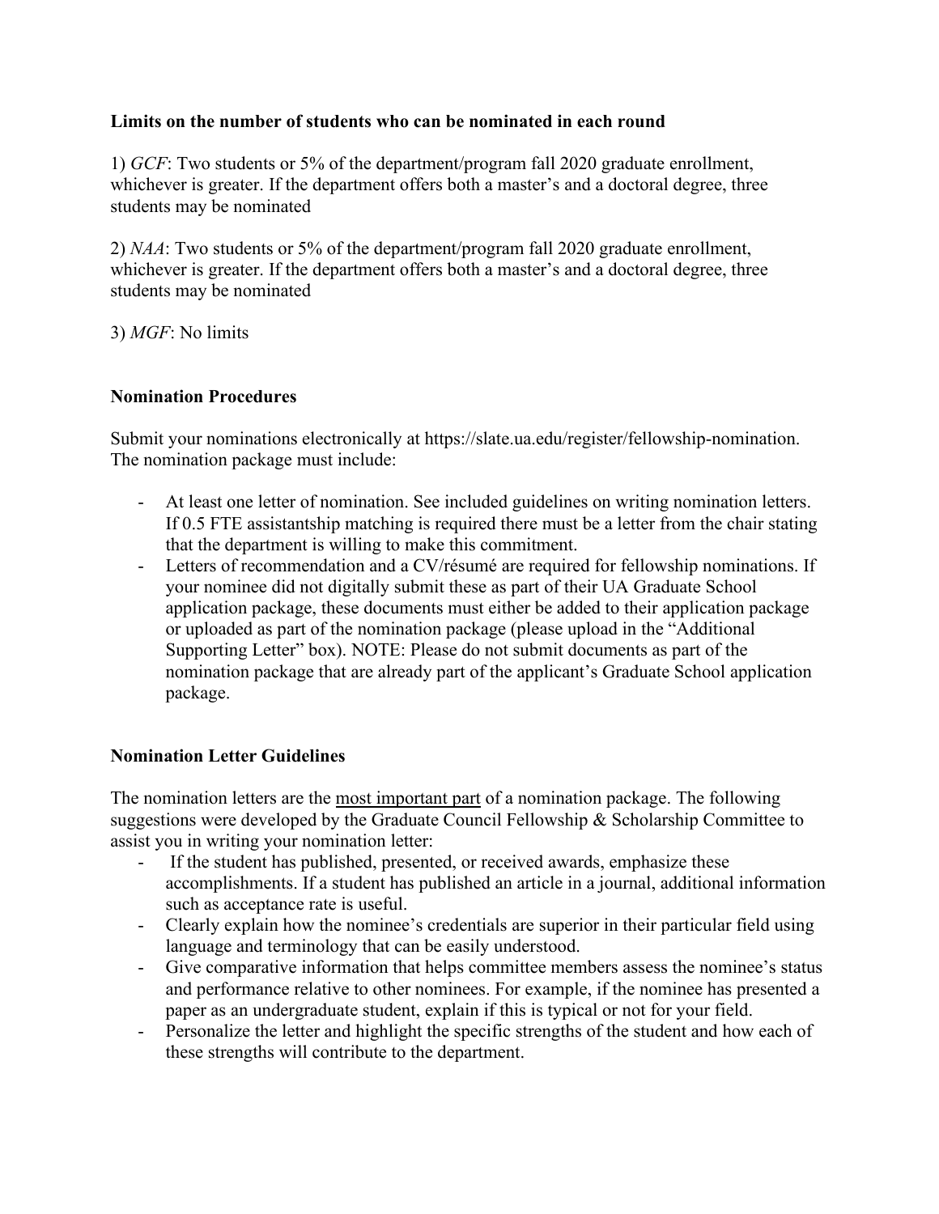**Limits on the number of students who can be nominated in each round**

1) *GCF*: Two students or 5% of the department/program fall 2020 graduate enrollment, whichever is greater. If the department offers both a master's and a doctoral degree, three students may be nominated

2) *NAA*: Two students or 5% of the department/program fall 2020 graduate enrollment, whichever is greater. If the department offers both a master's and a doctoral degree, three students may be nominated

3) *MGF*: No limits

**Nomination Procedures**

Submit your nominations electronically at https://slate.ua.edu/register/fellowship-nomination. The nomination package must include:

- At least one letter of nomination. See included guidelines on writing nomination letters. If 0.5 FTE assistantship matching is required there must be a letter from the chair stating that the department is willing to make this commitment.
- Letters of recommendation and a CV/résumé are required for fellowship nominations. If your nominee did not digitally submit these as part of their UA Graduate School application package, these documents must either be added to their application package or uploaded as part of the nomination package (please upload in the "Additional Supporting Letter" box). NOTE: Please do not submit documents as part of the nomination package that are already part of the applicant's Graduate School application package.

**Nomination Letter Guidelines**

The nomination letters are the <u>most important part</u> of a nomination package. The following suggestions were developed by the Graduate Council Fellowship & Scholarship Committee to assist you in writing your nomination letter:

- If the student has published, presented, or received awards, emphasize these accomplishments. If a student has published an article in a journal, additional information such as acceptance rate is useful.
- Clearly explain how the nominee's credentials are superior in their particular field using language and terminology that can be easily understood.
- Give comparative information that helps committee members assess the nominee's status and performance relative to other nominees. For example, if the nominee has presented a paper as an undergraduate student, explain if this is typical or not for your field.
- Personalize the letter and highlight the specific strengths of the student and how each of these strengths will contribute to the department.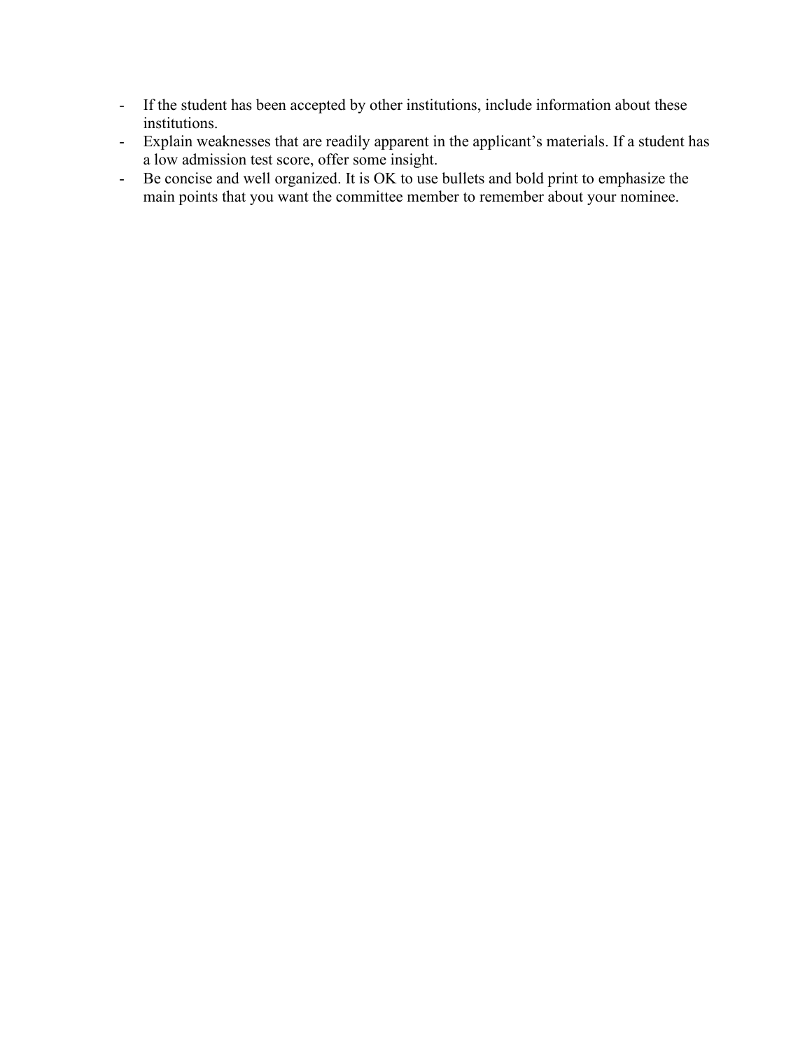- If the student has been accepted by other institutions, include information about these institutions.
- Explain weaknesses that are readily apparent in the applicant's materials. If a student has a low admission test score, offer some insight.
- Be concise and well organized. It is OK to use bullets and bold print to emphasize the main points that you want the committee member to remember about your nominee.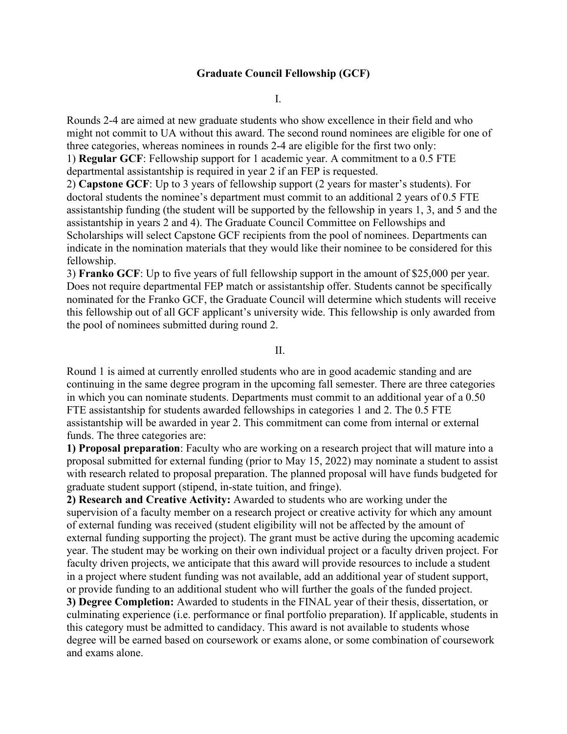# Graduate Council Fellowship (GCF)

I.

Rounds 2-4 are aimed at new graduate students who show excellence in their field and who might not commit to UA without this award. The second round nominees are eligible for one of three categories, whereas nominees in rounds 2-4 are eligible for the first two only:

1) **Regular GCF**: Fellowship support for 1 academic year. A commitment to a 0.5 FTE departmental assistantship is required in year 2 if an FEP is requested.

2) **Capstone GCF**: Up to 3 years of fellowship support (2 years for master's students). For doctoral students the nominee's department must commit to an additional 2 years of 0.5 FTE assistantship funding (the student will be supported by the fellowship in years 1, 3, and 5 and the assistantship in years 2 and 4). The Graduate Council Committee on Fellowships and Scholarships will select Capstone GCF recipients from the pool of nominees. Departments can indicate in the nomination materials that they would like their nominee to be considered for this fellowship.

3) **Franko GCF**: Up to five years of full fellowship support in the amount of $25,000 per year. Does not require departmental FEP match or assistantship offer. Students cannot be specifically nominated for the Franko GCF, the Graduate Council will determine which students will receive this fellowship out of all GCF applicant's university wide. This fellowship is only awarded from the pool of nominees submitted during round 2.

II.

Round 1 is aimed at currently enrolled students who are in good academic standing and are continuing in the same degree program in the upcoming fall semester. There are three categories in which you can nominate students. Departments must commit to an additional year of a 0.50 FTE assistantship for students awarded fellowships in categories 1 and 2. The 0.5 FTE assistantship will be awarded in year 2. This commitment can come from internal or external funds. The three categories are:

**1) Proposal preparation**: Faculty who are working on a research project that will mature into a proposal submitted for external funding (prior to May 15, 2022) may nominate a student to assist with research related to proposal preparation. The planned proposal will have funds budgeted for graduate student support (stipend, in-state tuition, and fringe).

**2) Research and Creative Activity:** Awarded to students who are working under the supervision of a faculty member on a research project or creative activity for which any amount of external funding was received (student eligibility will not be affected by the amount of external funding supporting the project). The grant must be active during the upcoming academic year. The student may be working on their own individual project or a faculty driven project. For faculty driven projects, we anticipate that this award will provide resources to include a student in a project where student funding was not available, add an additional year of student support, or provide funding to an additional student who will further the goals of the funded project.

**3) Degree Completion:** Awarded to students in the FINAL year of their thesis, dissertation, or culminating experience (i.e. performance or final portfolio preparation). If applicable, students in this category must be admitted to candidacy. This award is not available to students whose degree will be earned based on coursework or exams alone, or some combination of coursework and exams alone.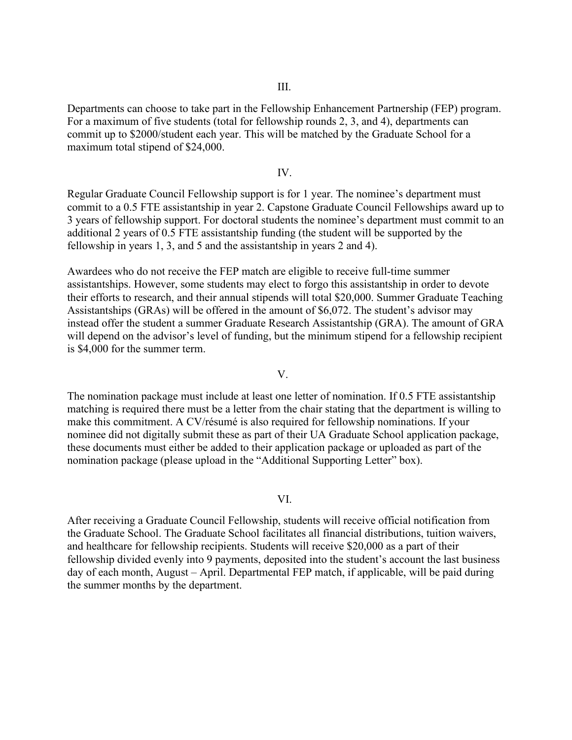## III.

Departments can choose to take part in the Fellowship Enhancement Partnership (FEP) program. For a maximum of five students (total for fellowship rounds 2, 3, and 4), departments can commit up to $2000/student each year. This will be matched by the Graduate School for a maximum total stipend of $24,000.

## IV.

Regular Graduate Council Fellowship support is for 1 year. The nominee's department must commit to a 0.5 FTE assistantship in year 2. Capstone Graduate Council Fellowships award up to 3 years of fellowship support. For doctoral students the nominee's department must commit to an additional 2 years of 0.5 FTE assistantship funding (the student will be supported by the fellowship in years 1, 3, and 5 and the assistantship in years 2 and 4).

Awardees who do not receive the FEP match are eligible to receive full-time summer assistantships. However, some students may elect to forgo this assistantship in order to devote their efforts to research, and their annual stipends will total $20,000. Summer Graduate Teaching Assistantships (GRAs) will be offered in the amount of $6,072. The student's advisor may instead offer the student a summer Graduate Research Assistantship (GRA). The amount of GRA will depend on the advisor's level of funding, but the minimum stipend for a fellowship recipient is $4,000 for the summer term.

## V.

The nomination package must include at least one letter of nomination. If 0.5 FTE assistantship matching is required there must be a letter from the chair stating that the department is willing to make this commitment. A CV/résumé is also required for fellowship nominations. If your nominee did not digitally submit these as part of their UA Graduate School application package, these documents must either be added to their application package or uploaded as part of the nomination package (please upload in the "Additional Supporting Letter" box).

## VI.

After receiving a Graduate Council Fellowship, students will receive official notification from the Graduate School. The Graduate School facilitates all financial distributions, tuition waivers, and healthcare for fellowship recipients. Students will receive $20,000 as a part of their fellowship divided evenly into 9 payments, deposited into the student's account the last business day of each month, August – April. Departmental FEP match, if applicable, will be paid during the summer months by the department.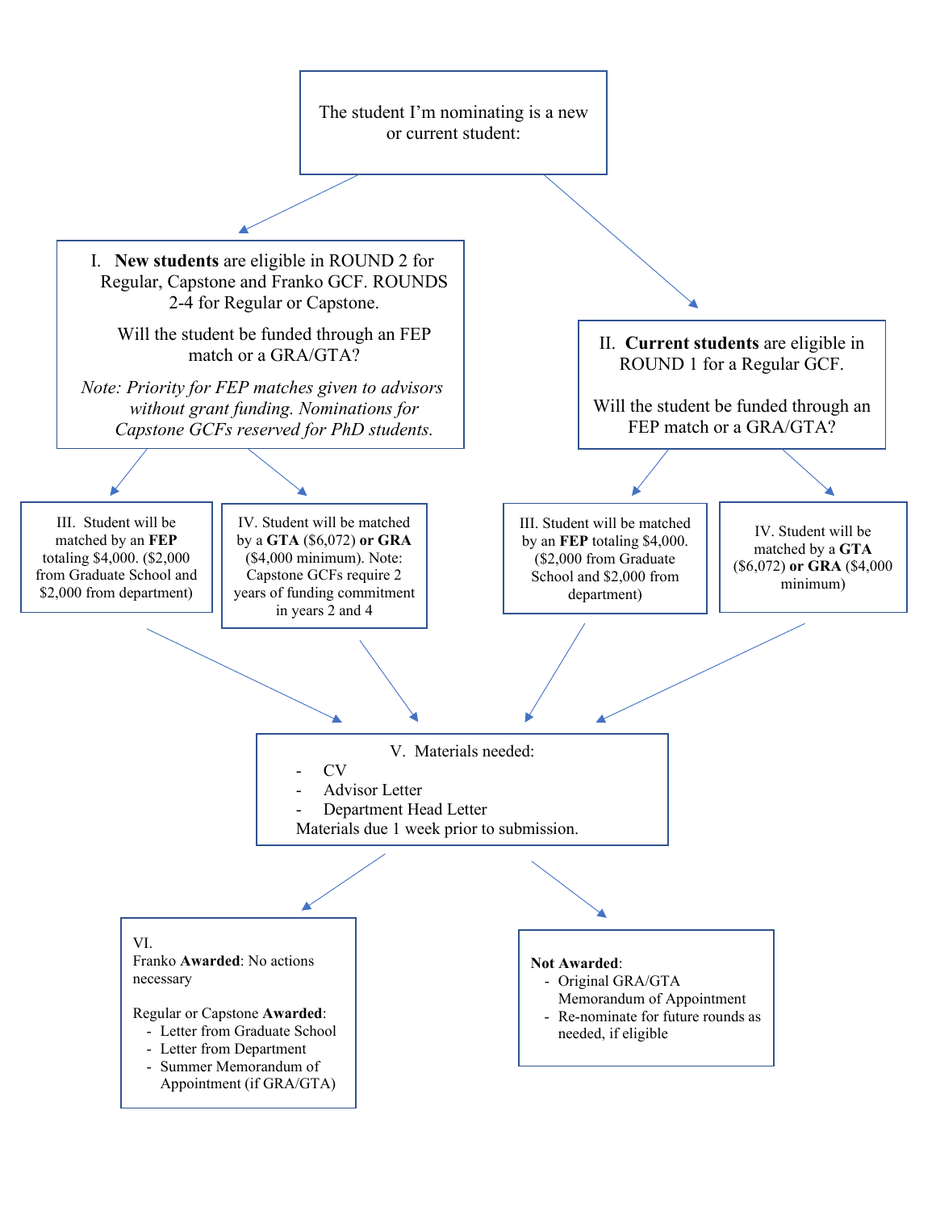The student I'm nominating is a new or current student:

I. **New students** are eligible in ROUND 2 for Regular, Capstone and Franko GCF. ROUNDS 2-4 for Regular or Capstone.

Will the student be funded through an FEP match or a GRA/GTA?

*Note: Priority for FEP matches given to advisors without grant funding. Nominations for Capstone GCFs reserved for PhD students.*

III. Student will be matched by an **FEP** totaling $4,000. ($2,000 from Graduate School and $2,000 from department)

IV. Student will be matched by a **GTA** ($6,072) **or GRA** ($4,000 minimum). Note: Capstone GCFs require 2 years of funding commitment in years 2 and 4

II. **Current students** are eligible in ROUND 1 for a Regular GCF.

Will the student be funded through an FEP match or a GRA/GTA?

III. Student will be matched by an **FEP** totaling $4,000. ($2,000 from Graduate School and $2,000 from department)

IV. Student will be matched by a **GTA** ($6,072) **or GRA** ($4,000 minimum)

V. Materials needed:

- CV
- Advisor Letter
- Department Head Letter

Materials due 1 week prior to submission.

VI.

Franko **Awarded**: No actions necessary

Regular or Capstone **Awarded**:

- Letter from Graduate School
- Letter from Department
- Summer Memorandum of Appointment (if GRA/GTA)

**Not Awarded**:

- Original GRA/GTA Memorandum of Appointment
- Re-nominate for future rounds as needed, if eligible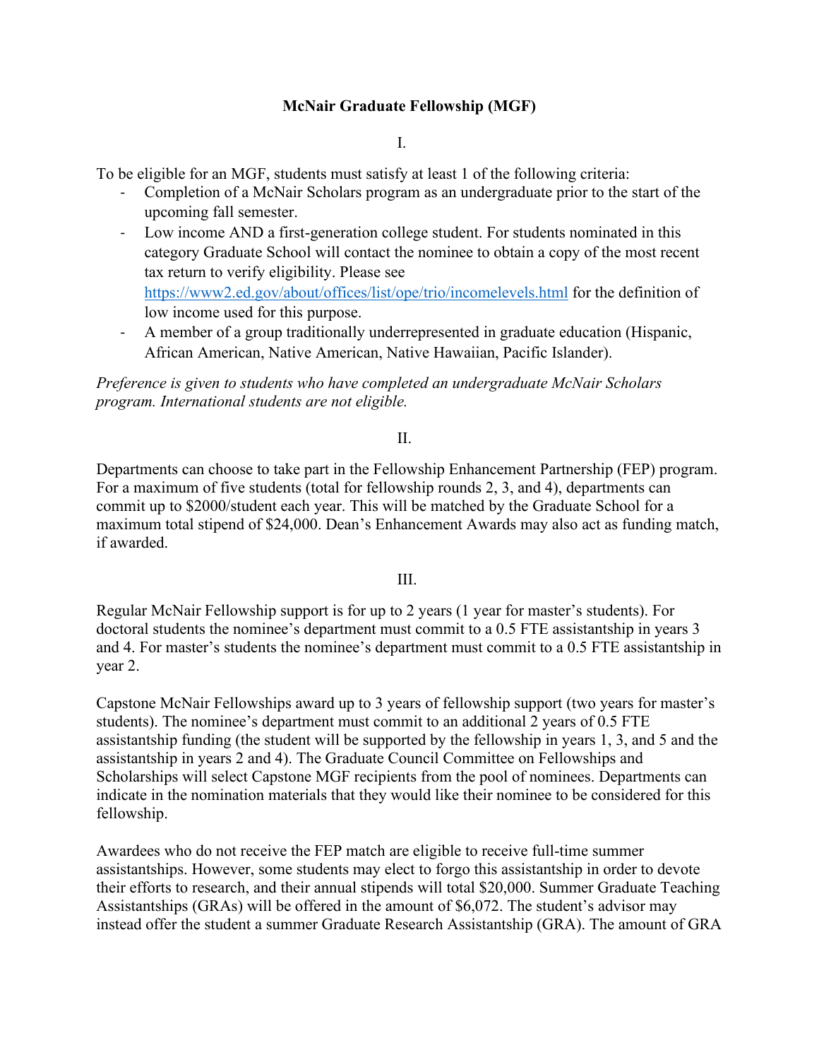# McNair Graduate Fellowship (MGF)

I.

To be eligible for an MGF, students must satisfy at least 1 of the following criteria:

- Completion of a McNair Scholars program as an undergraduate prior to the start of the upcoming fall semester.
- Low income AND a first-generation college student. For students nominated in this category Graduate School will contact the nominee to obtain a copy of the most recent tax return to verify eligibility. Please see [https://www2.ed.gov/about/offices/list/ope/trio/incomelevels.html](https://www2.ed.gov/about/offices/list/ope/trio/incomelevels.html) for the definition of low income used for this purpose.
- A member of a group traditionally underrepresented in graduate education (Hispanic, African American, Native American, Native Hawaiian, Pacific Islander).

*Preference is given to students who have completed an undergraduate McNair Scholars program. International students are not eligible.*

II.

Departments can choose to take part in the Fellowship Enhancement Partnership (FEP) program. For a maximum of five students (total for fellowship rounds 2, 3, and 4), departments can commit up to $2000/student each year. This will be matched by the Graduate School for a maximum total stipend of $24,000. Dean's Enhancement Awards may also act as funding match, if awarded.

III.

Regular McNair Fellowship support is for up to 2 years (1 year for master's students). For doctoral students the nominee's department must commit to a 0.5 FTE assistantship in years 3 and 4. For master's students the nominee's department must commit to a 0.5 FTE assistantship in year 2.

Capstone McNair Fellowships award up to 3 years of fellowship support (two years for master's students). The nominee's department must commit to an additional 2 years of 0.5 FTE assistantship funding (the student will be supported by the fellowship in years 1, 3, and 5 and the assistantship in years 2 and 4). The Graduate Council Committee on Fellowships and Scholarships will select Capstone MGF recipients from the pool of nominees. Departments can indicate in the nomination materials that they would like their nominee to be considered for this fellowship.

Awardees who do not receive the FEP match are eligible to receive full-time summer assistantships. However, some students may elect to forgo this assistantship in order to devote their efforts to research, and their annual stipends will total $20,000. Summer Graduate Teaching Assistantships (GRAs) will be offered in the amount of $6,072. The student's advisor may instead offer the student a summer Graduate Research Assistantship (GRA). The amount of GRA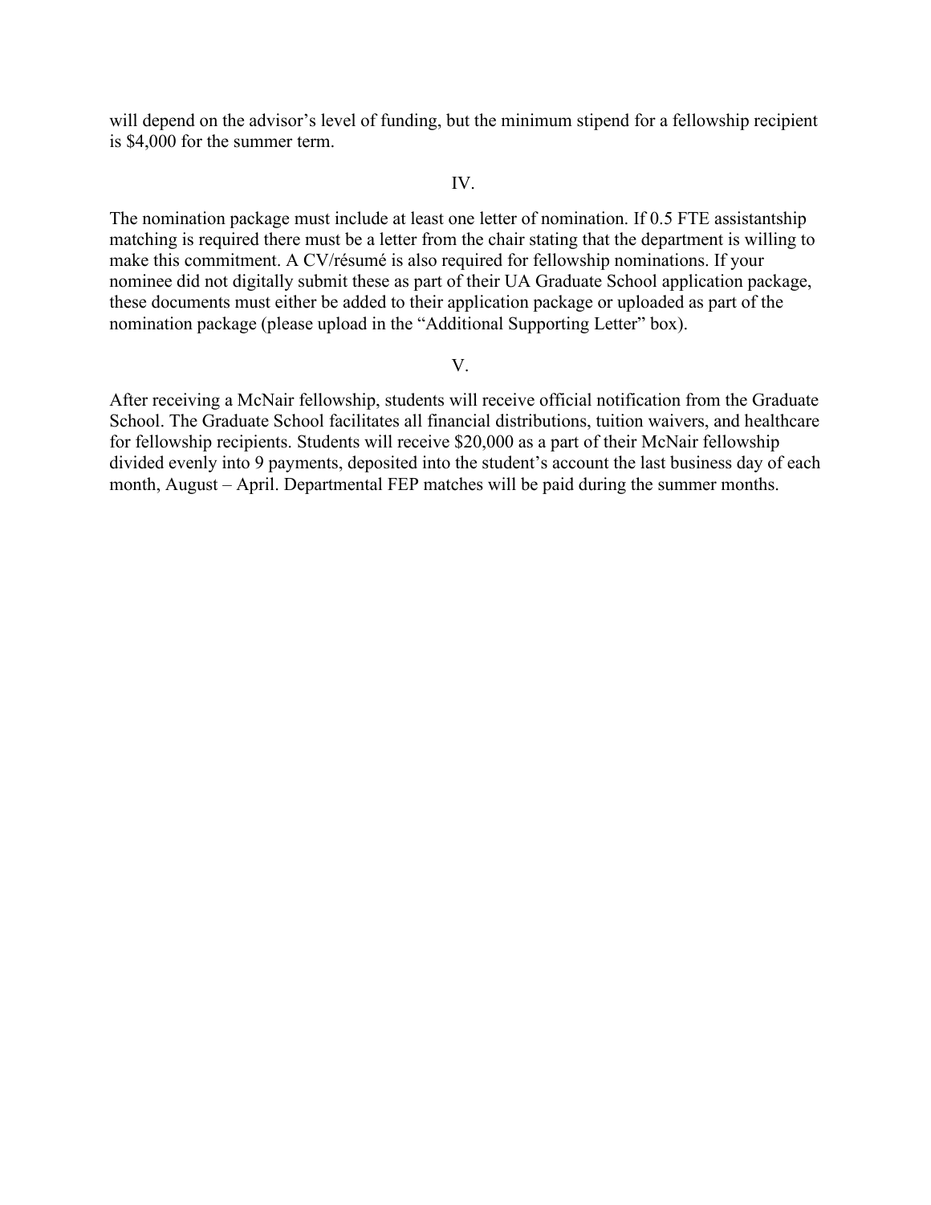will depend on the advisor's level of funding, but the minimum stipend for a fellowship recipient is $4,000 for the summer term.

IV.

The nomination package must include at least one letter of nomination. If 0.5 FTE assistantship matching is required there must be a letter from the chair stating that the department is willing to make this commitment. A CV/résumé is also required for fellowship nominations. If your nominee did not digitally submit these as part of their UA Graduate School application package, these documents must either be added to their application package or uploaded as part of the nomination package (please upload in the "Additional Supporting Letter" box).

V.

After receiving a McNair fellowship, students will receive official notification from the Graduate School. The Graduate School facilitates all financial distributions, tuition waivers, and healthcare for fellowship recipients. Students will receive $20,000 as a part of their McNair fellowship divided evenly into 9 payments, deposited into the student's account the last business day of each month, August – April. Departmental FEP matches will be paid during the summer months.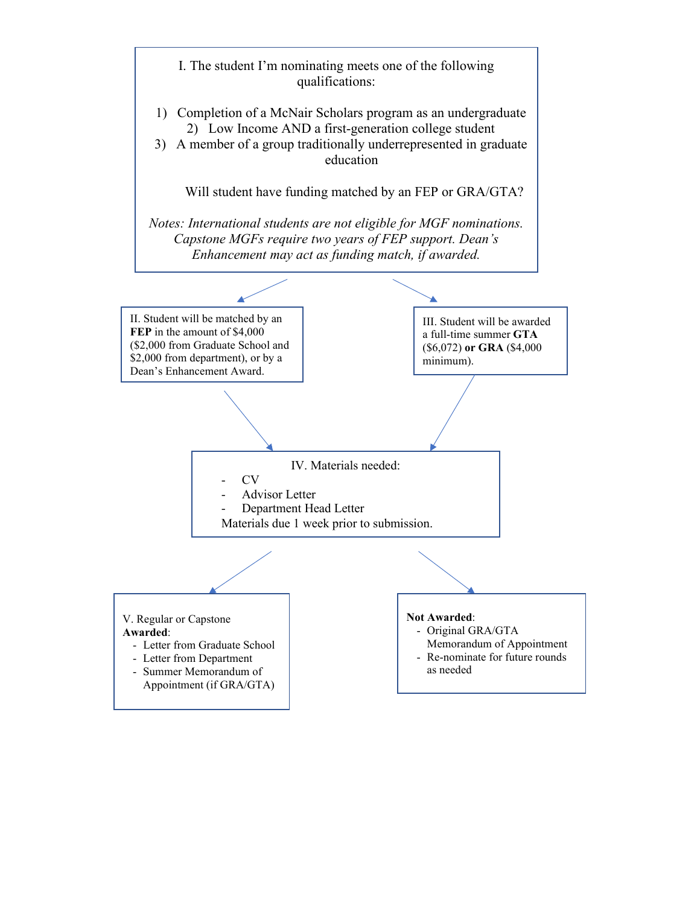I. The student I'm nominating meets one of the following qualifications:

1) Completion of a McNair Scholars program as an undergraduate
2) Low Income AND a first-generation college student
3) A member of a group traditionally underrepresented in graduate education

Will student have funding matched by an FEP or GRA/GTA?

*Notes: International students are not eligible for MGF nominations. Capstone MGFs require two years of FEP support. Dean's Enhancement may act as funding match, if awarded.*

II. Student will be matched by an **FEP** in the amount of $4,000 ($2,000 from Graduate School and $2,000 from department), or by a Dean's Enhancement Award.

III. Student will be awarded a full-time summer **GTA** ($6,072) **or GRA** ($4,000 minimum).

IV. Materials needed:

- CV
- Advisor Letter
- Department Head Letter

Materials due 1 week prior to submission.

V. Regular or Capstone **Awarded**:

- Letter from Graduate School
- Letter from Department
- Summer Memorandum of Appointment (if GRA/GTA)

**Not Awarded**:

- Original GRA/GTA Memorandum of Appointment
- Re-nominate for future rounds as needed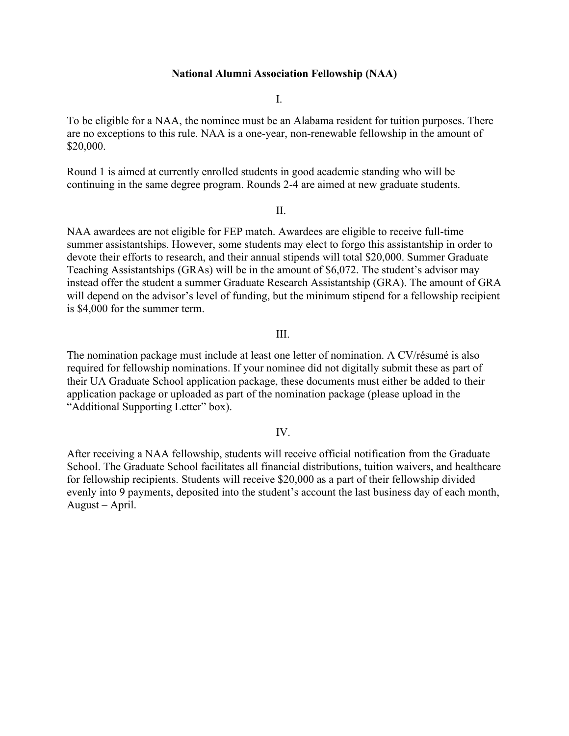**National Alumni Association Fellowship (NAA)**

I.

To be eligible for a NAA, the nominee must be an Alabama resident for tuition purposes. There are no exceptions to this rule. NAA is a one-year, non-renewable fellowship in the amount of $20,000.

Round 1 is aimed at currently enrolled students in good academic standing who will be continuing in the same degree program. Rounds 2-4 are aimed at new graduate students.

II.

NAA awardees are not eligible for FEP match. Awardees are eligible to receive full-time summer assistantships. However, some students may elect to forgo this assistantship in order to devote their efforts to research, and their annual stipends will total $20,000. Summer Graduate Teaching Assistantships (GRAs) will be in the amount of $6,072. The student's advisor may instead offer the student a summer Graduate Research Assistantship (GRA). The amount of GRA will depend on the advisor's level of funding, but the minimum stipend for a fellowship recipient is $4,000 for the summer term.

III.

The nomination package must include at least one letter of nomination. A CV/résumé is also required for fellowship nominations. If your nominee did not digitally submit these as part of their UA Graduate School application package, these documents must either be added to their application package or uploaded as part of the nomination package (please upload in the "Additional Supporting Letter" box).

IV.

After receiving a NAA fellowship, students will receive official notification from the Graduate School. The Graduate School facilitates all financial distributions, tuition waivers, and healthcare for fellowship recipients. Students will receive $20,000 as a part of their fellowship divided evenly into 9 payments, deposited into the student's account the last business day of each month, August – April.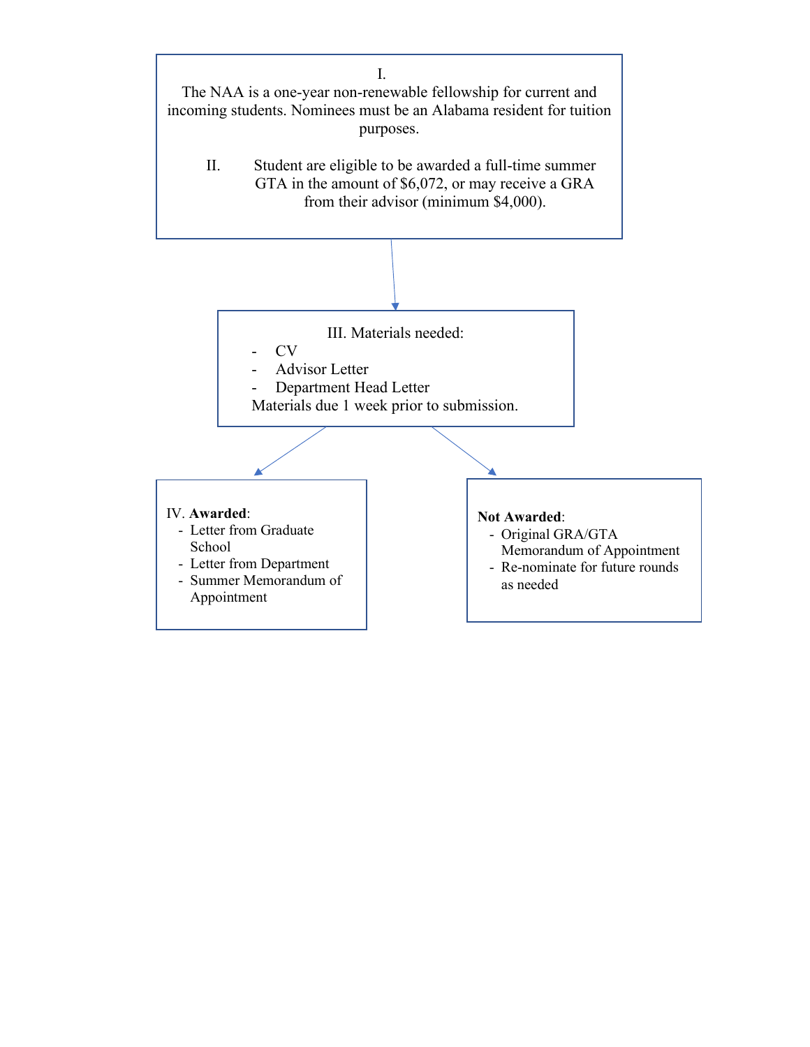I.

The NAA is a one-year non-renewable fellowship for current and incoming students. Nominees must be an Alabama resident for tuition purposes.

II. Student are eligible to be awarded a full-time summer GTA in the amount of $6,072, or may receive a GRA from their advisor (minimum $4,000).

III. Materials needed:

- CV
- Advisor Letter
- Department Head Letter

Materials due 1 week prior to submission.

IV. **Awarded**:

- Letter from Graduate School
- Letter from Department
- Summer Memorandum of Appointment

**Not Awarded**:

- Original GRA/GTA Memorandum of Appointment
- Re-nominate for future rounds as needed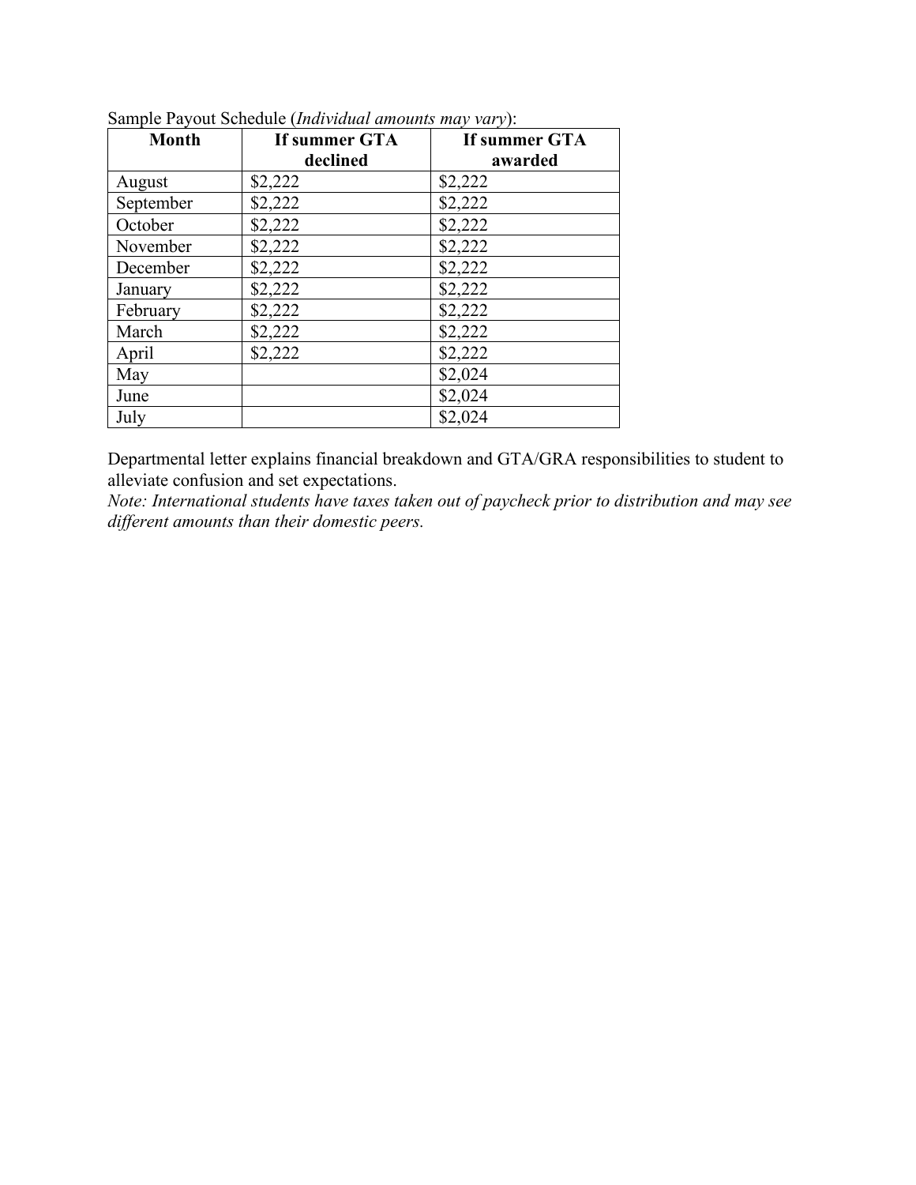Sample Payout Schedule (*Individual amounts may vary*):

| Month | If summer GTA declined | If summer GTA awarded |
|---|---|---|
| August | $2,222 | $2,222 |
| September | $2,222 | $2,222 |
| October | $2,222 | $2,222 |
| November | $2,222 | $2,222 |
| December | $2,222 | $2,222 |
| January | $2,222 | $2,222 |
| February | $2,222 | $2,222 |
| March | $2,222 | $2,222 |
| April | $2,222 | $2,222 |
| May | | $2,024 |
| June | | $2,024 |
| July | | $2,024 |

Departmental letter explains financial breakdown and GTA/GRA responsibilities to student to alleviate confusion and set expectations.

*Note: International students have taxes taken out of paycheck prior to distribution and may see different amounts than their domestic peers.*